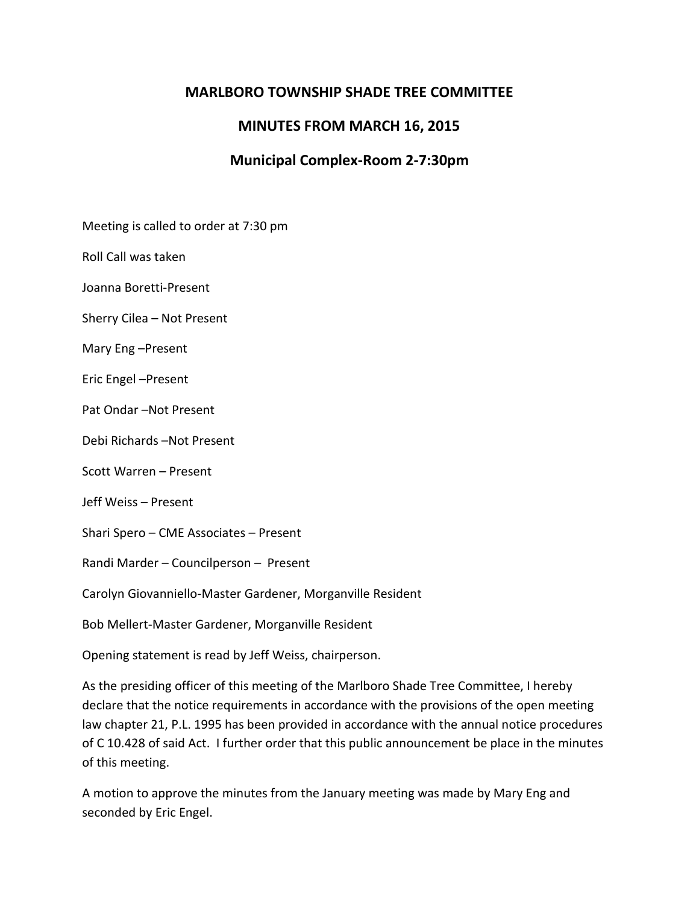# MARLBORO TOWNSHIP SHADE TREE COMMITTEE

## MINUTES FROM MARCH 16, 2015

## Municipal Complex-Room 2-7:30pm

Meeting is called to order at 7:30 pm

Roll Call was taken

Joanna Boretti-Present

Sherry Cilea – Not Present

Mary Eng –Present

Eric Engel –Present

Pat Ondar –Not Present

Debi Richards –Not Present

Scott Warren – Present

Jeff Weiss – Present

Shari Spero – CME Associates – Present

Randi Marder – Councilperson – Present

Carolyn Giovanniello-Master Gardener, Morganville Resident

Bob Mellert-Master Gardener, Morganville Resident

Opening statement is read by Jeff Weiss, chairperson.

As the presiding officer of this meeting of the Marlboro Shade Tree Committee, I hereby declare that the notice requirements in accordance with the provisions of the open meeting law chapter 21, P.L. 1995 has been provided in accordance with the annual notice procedures of C 10.428 of said Act. I further order that this public announcement be place in the minutes of this meeting.

A motion to approve the minutes from the January meeting was made by Mary Eng and seconded by Eric Engel.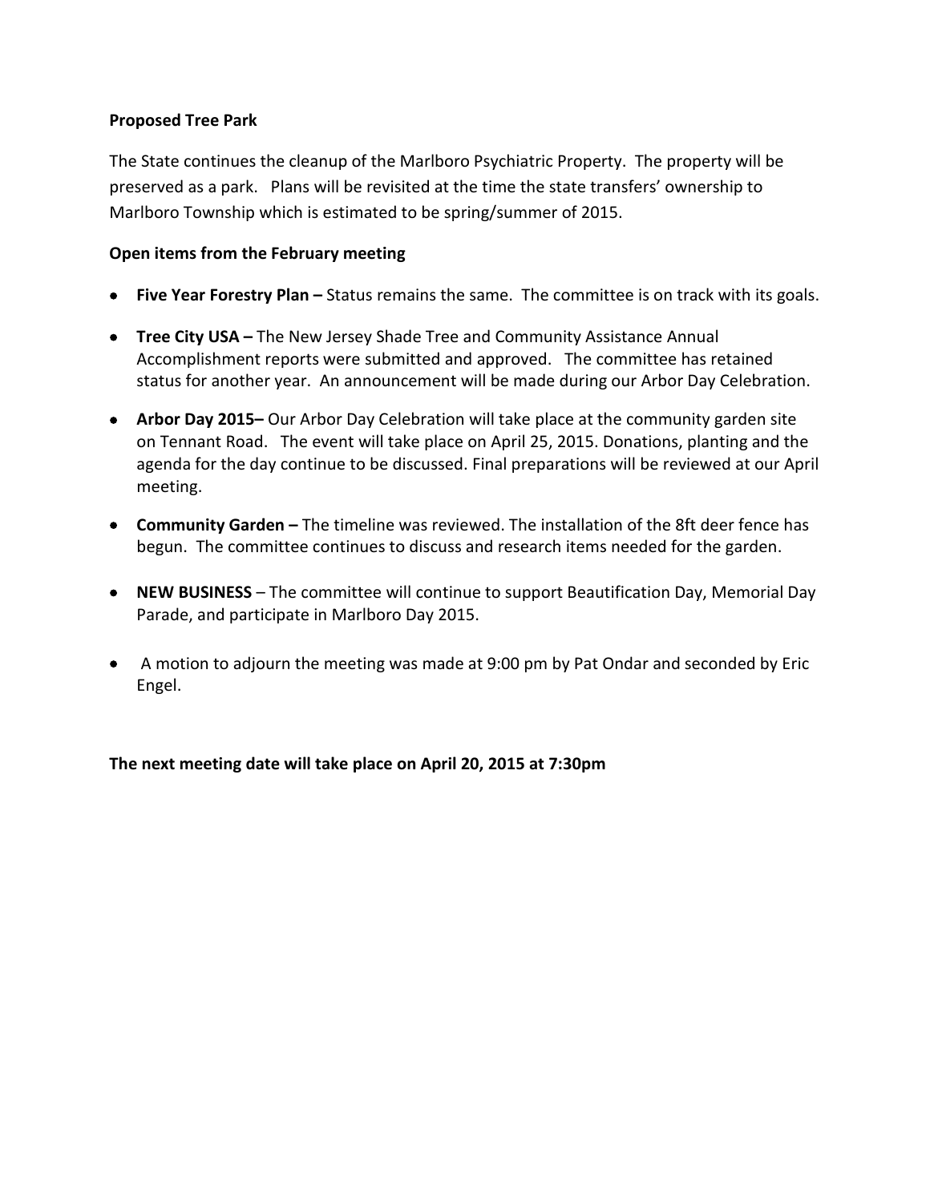**Proposed Tree Park**

The State continues the cleanup of the Marlboro Psychiatric Property. The property will be preserved as a park. Plans will be revisited at the time the state transfers' ownership to Marlboro Township which is estimated to be spring/summer of 2015.

**Open items from the February meeting**

- **Five Year Forestry Plan –** Status remains the same. The committee is on track with its goals.
- **Tree City USA –** The New Jersey Shade Tree and Community Assistance Annual Accomplishment reports were submitted and approved. The committee has retained status for another year. An announcement will be made during our Arbor Day Celebration.
- **Arbor Day 2015–** Our Arbor Day Celebration will take place at the community garden site on Tennant Road. The event will take place on April 25, 2015. Donations, planting and the agenda for the day continue to be discussed. Final preparations will be reviewed at our April meeting.
- **Community Garden –** The timeline was reviewed. The installation of the 8ft deer fence has begun. The committee continues to discuss and research items needed for the garden.
- **NEW BUSINESS** – The committee will continue to support Beautification Day, Memorial Day Parade, and participate in Marlboro Day 2015.
- A motion to adjourn the meeting was made at 9:00 pm by Pat Ondar and seconded by Eric Engel.

**The next meeting date will take place on April 20, 2015 at 7:30pm**